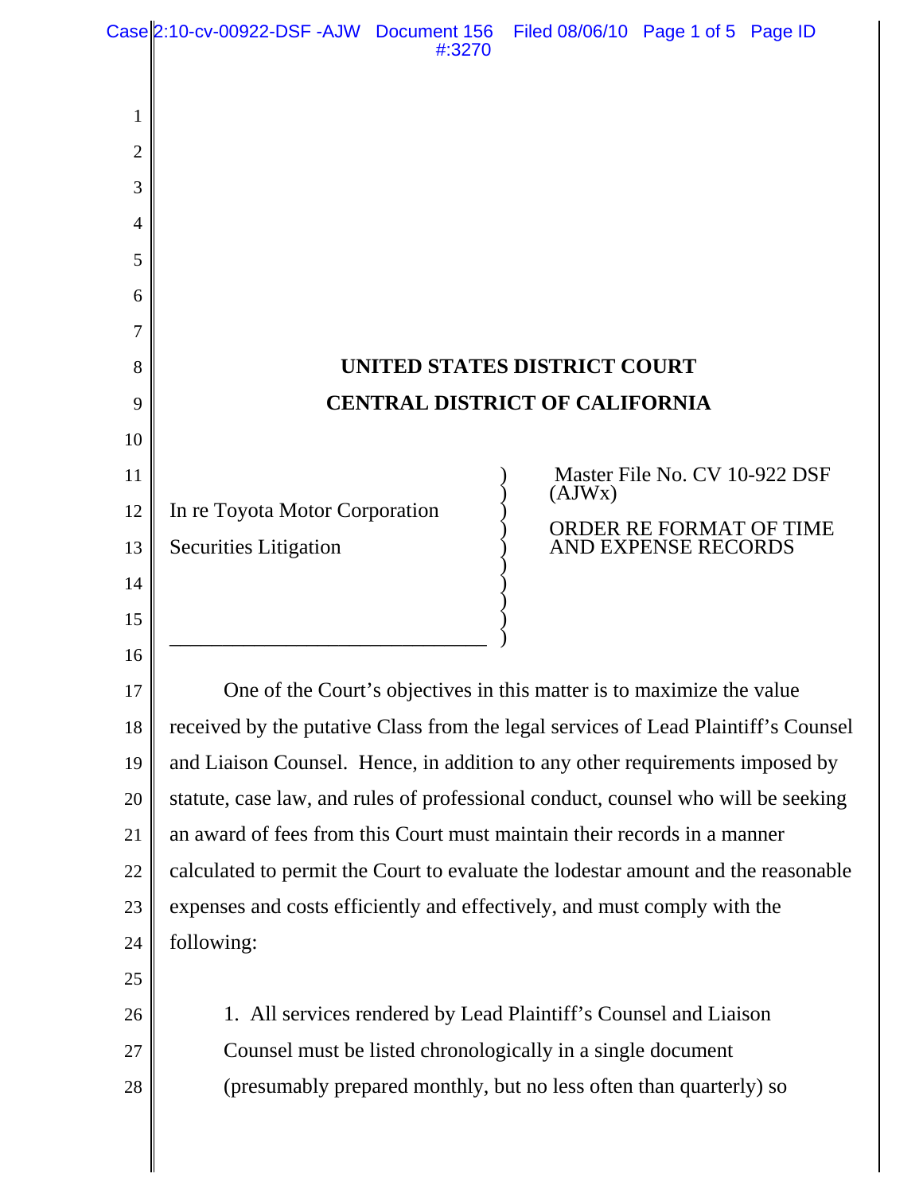# UNITED STATES DISTRICT COURT

# CENTRAL DISTRICT OF CALIFORNIA

In re Toyota Motor Corporation Securities Litigation

Master File No. CV 10-922 DSF (AJWx)

ORDER RE FORMAT OF TIME AND EXPENSE RECORDS

One of the Court's objectives in this matter is to maximize the value received by the putative Class from the legal services of Lead Plaintiff's Counsel and Liaison Counsel. Hence, in addition to any other requirements imposed by statute, case law, and rules of professional conduct, counsel who will be seeking an award of fees from this Court must maintain their records in a manner calculated to permit the Court to evaluate the lodestar amount and the reasonable expenses and costs efficiently and effectively, and must comply with the following:

1. All services rendered by Lead Plaintiff's Counsel and Liaison Counsel must be listed chronologically in a single document (presumably prepared monthly, but no less often than quarterly) so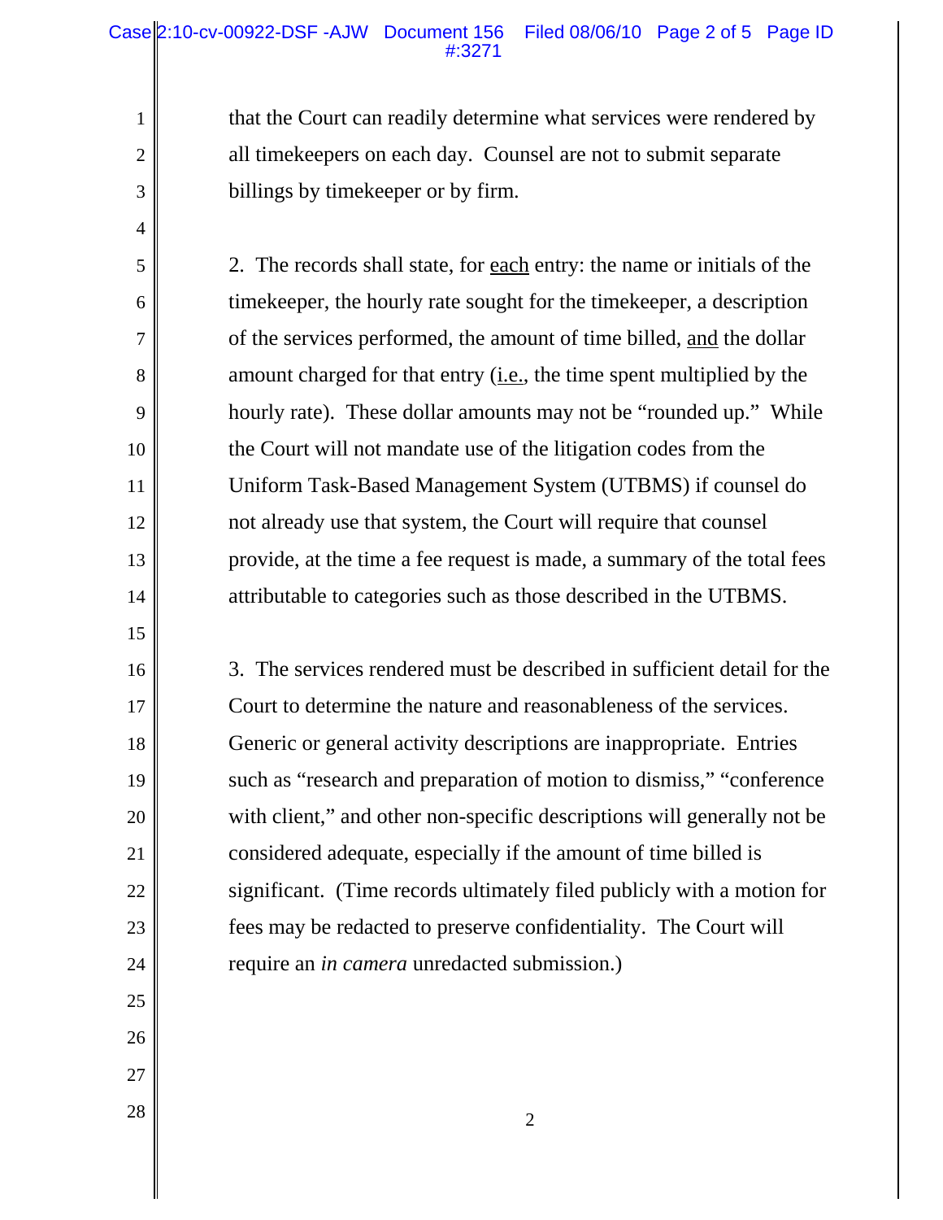that the Court can readily determine what services were rendered by all timekeepers on each day. Counsel are not to submit separate billings by timekeeper or by firm.

2. The records shall state, for each entry: the name or initials of the timekeeper, the hourly rate sought for the timekeeper, a description of the services performed, the amount of time billed, and the dollar amount charged for that entry (i.e., the time spent multiplied by the hourly rate). These dollar amounts may not be "rounded up." While the Court will not mandate use of the litigation codes from the Uniform Task-Based Management System (UTBMS) if counsel do not already use that system, the Court will require that counsel provide, at the time a fee request is made, a summary of the total fees attributable to categories such as those described in the UTBMS.

3. The services rendered must be described in sufficient detail for the Court to determine the nature and reasonableness of the services. Generic or general activity descriptions are inappropriate. Entries such as "research and preparation of motion to dismiss," "conference with client," and other non-specific descriptions will generally not be considered adequate, especially if the amount of time billed is significant. (Time records ultimately filed publicly with a motion for fees may be redacted to preserve confidentiality. The Court will require an *in camera* unredacted submission.)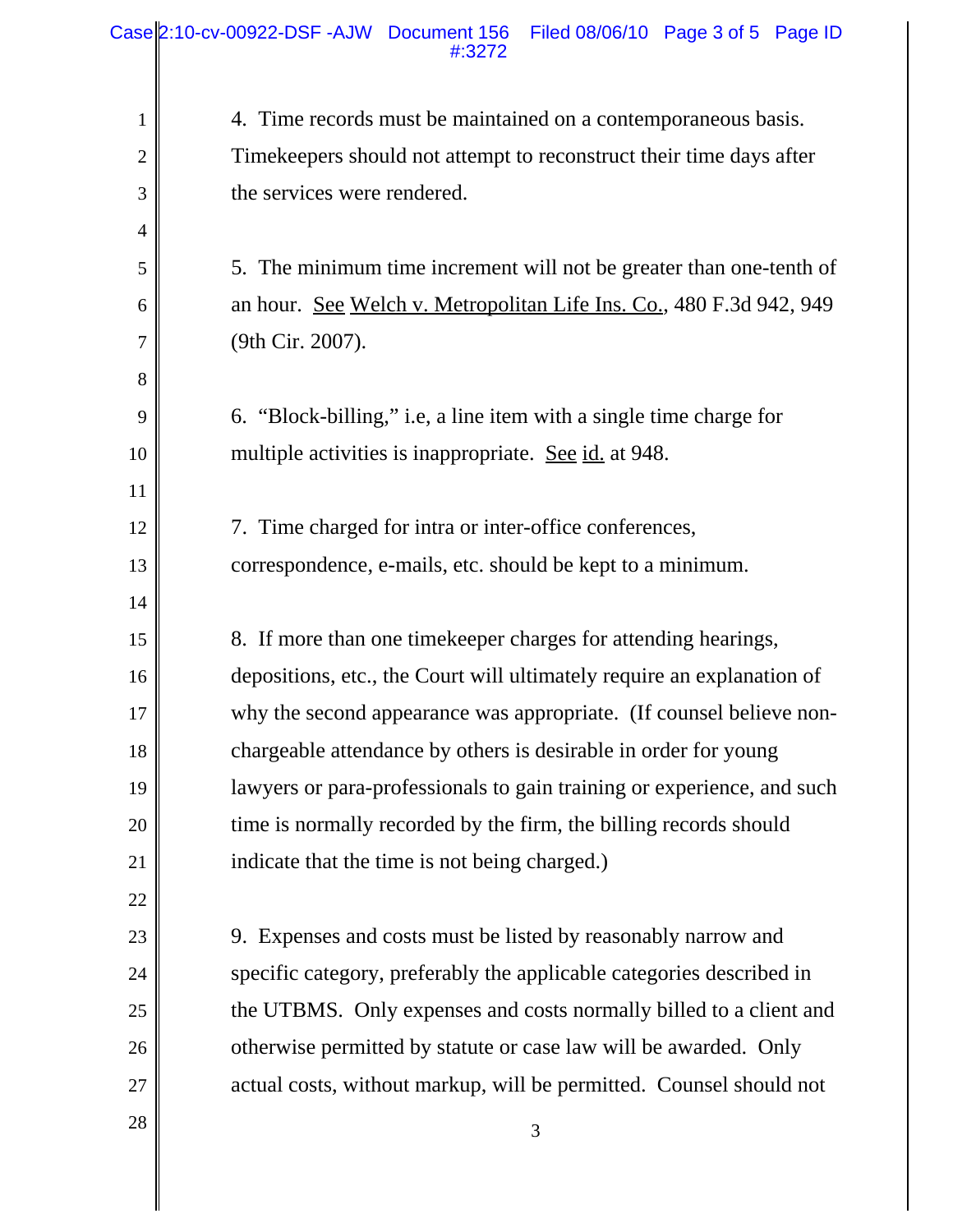4. Time records must be maintained on a contemporaneous basis. Timekeepers should not attempt to reconstruct their time days after the services were rendered.

5. The minimum time increment will not be greater than one-tenth of an hour. See Welch v. Metropolitan Life Ins. Co., 480 F.3d 942, 949 (9th Cir. 2007).

6. "Block-billing," i.e, a line item with a single time charge for multiple activities is inappropriate. See id. at 948.

7. Time charged for intra or inter-office conferences, correspondence, e-mails, etc. should be kept to a minimum.

8. If more than one timekeeper charges for attending hearings, depositions, etc., the Court will ultimately require an explanation of why the second appearance was appropriate. (If counsel believe non-chargeable attendance by others is desirable in order for young lawyers or para-professionals to gain training or experience, and such time is normally recorded by the firm, the billing records should indicate that the time is not being charged.)

9. Expenses and costs must be listed by reasonably narrow and specific category, preferably the applicable categories described in the UTBMS. Only expenses and costs normally billed to a client and otherwise permitted by statute or case law will be awarded. Only actual costs, without markup, will be permitted. Counsel should not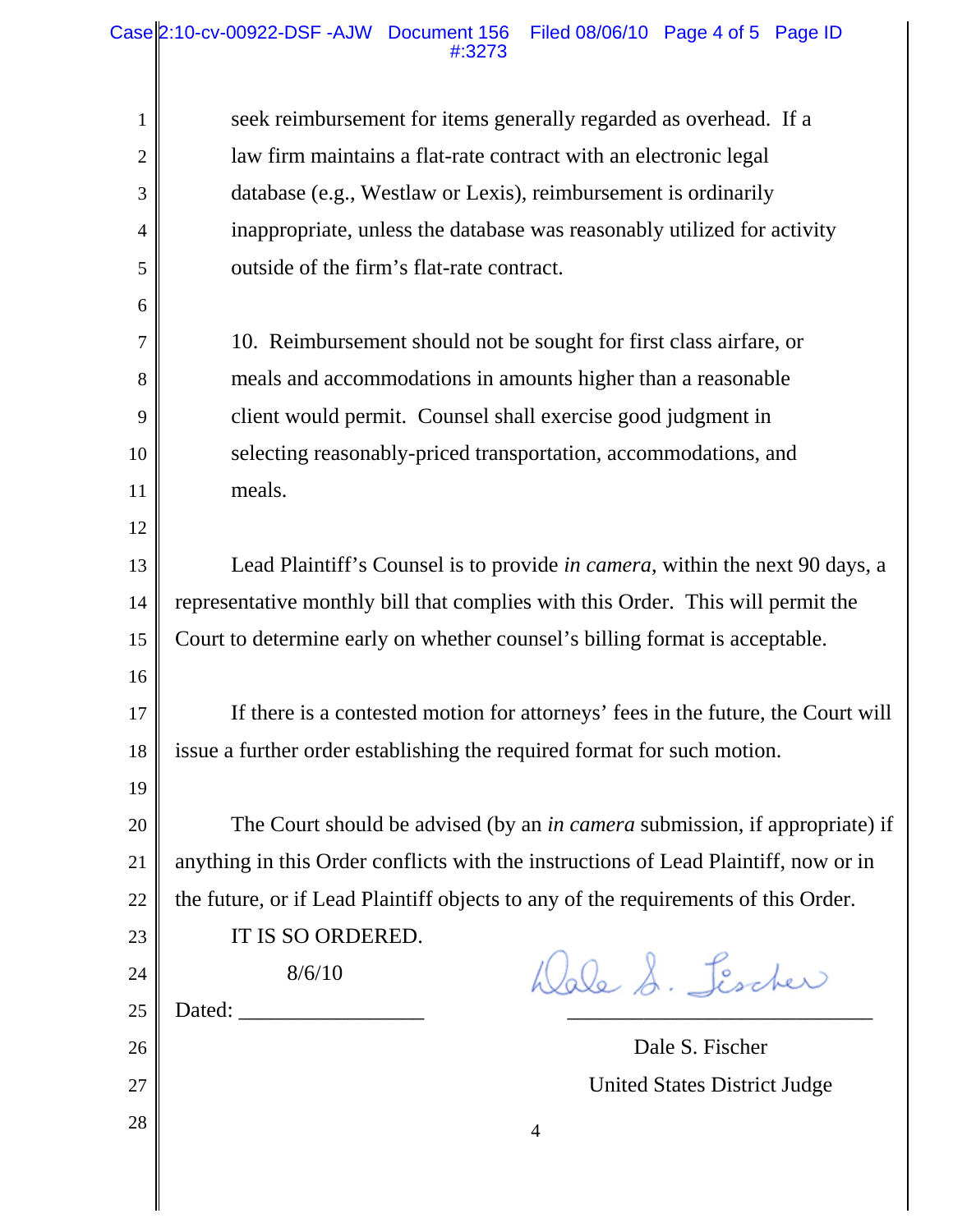seek reimbursement for items generally regarded as overhead. If a law firm maintains a flat-rate contract with an electronic legal database (e.g., Westlaw or Lexis), reimbursement is ordinarily inappropriate, unless the database was reasonably utilized for activity outside of the firm's flat-rate contract.

10. Reimbursement should not be sought for first class airfare, or meals and accommodations in amounts higher than a reasonable client would permit. Counsel shall exercise good judgment in selecting reasonably-priced transportation, accommodations, and meals.

Lead Plaintiff's Counsel is to provide *in camera*, within the next 90 days, a representative monthly bill that complies with this Order. This will permit the Court to determine early on whether counsel's billing format is acceptable.

If there is a contested motion for attorneys' fees in the future, the Court will issue a further order establishing the required format for such motion.

The Court should be advised (by an *in camera* submission, if appropriate) if anything in this Order conflicts with the instructions of Lead Plaintiff, now or in the future, or if Lead Plaintiff objects to any of the requirements of this Order.

IT IS SO ORDERED.

Dated: 8/6/10

Dale S. Fischer
United States District Judge